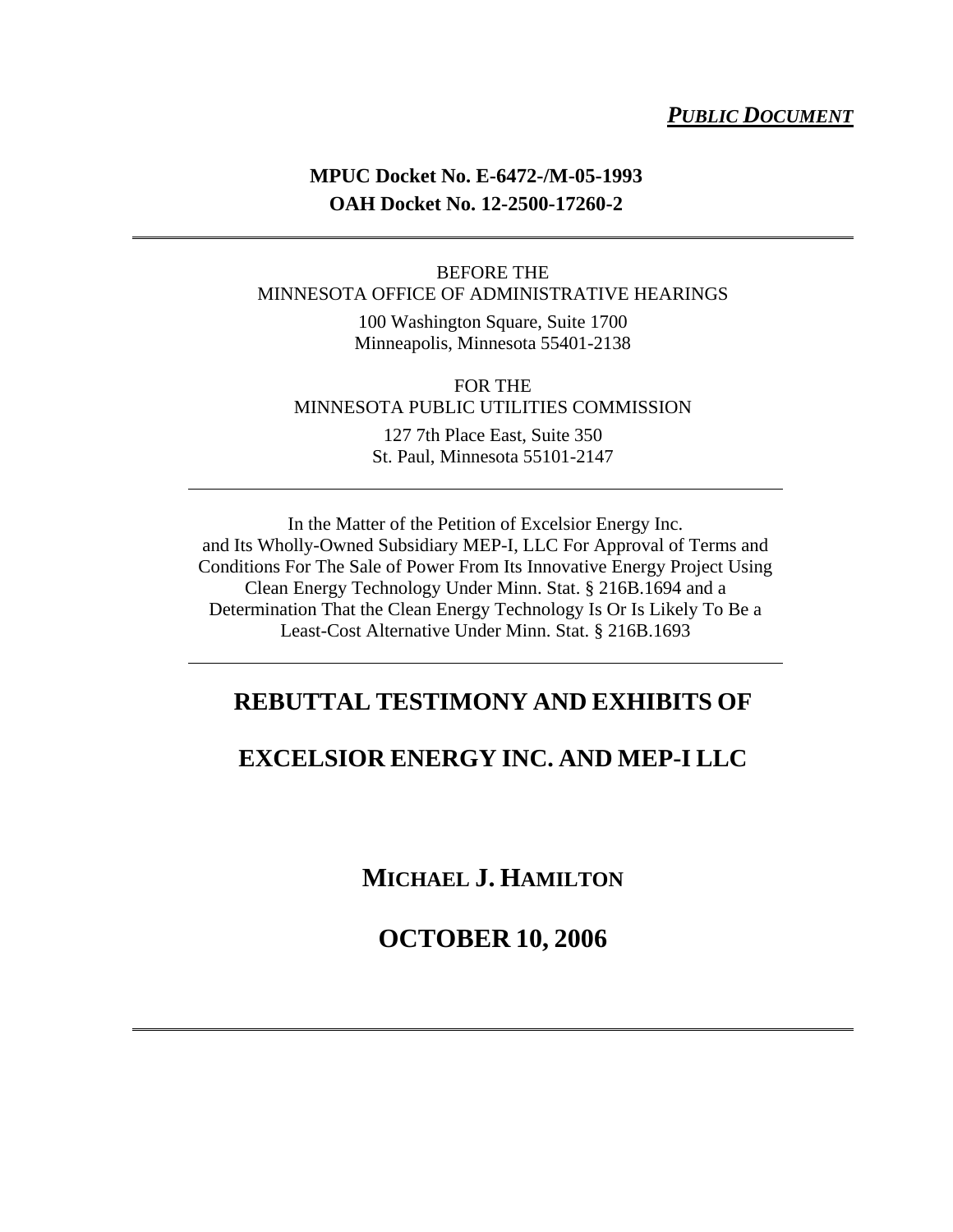***PUBLIC DOCUMENT***

**MPUC Docket No. E-6472-/M-05-1993**
**OAH Docket No. 12-2500-17260-2**

---

BEFORE THE
MINNESOTA OFFICE OF ADMINISTRATIVE HEARINGS

100 Washington Square, Suite 1700
Minneapolis, Minnesota 55401-2138

FOR THE
MINNESOTA PUBLIC UTILITIES COMMISSION

127 7th Place East, Suite 350
St. Paul, Minnesota 55101-2147

---

In the Matter of the Petition of Excelsior Energy Inc. and Its Wholly-Owned Subsidiary MEP-I, LLC For Approval of Terms and Conditions For The Sale of Power From Its Innovative Energy Project Using Clean Energy Technology Under Minn. Stat. § 216B.1694 and a Determination That the Clean Energy Technology Is Or Is Likely To Be a Least-Cost Alternative Under Minn. Stat. § 216B.1693

---

# REBUTTAL TESTIMONY AND EXHIBITS OF

# EXCELSIOR ENERGY INC. AND MEP-I LLC

## MICHAEL J. HAMILTON

## OCTOBER 10, 2006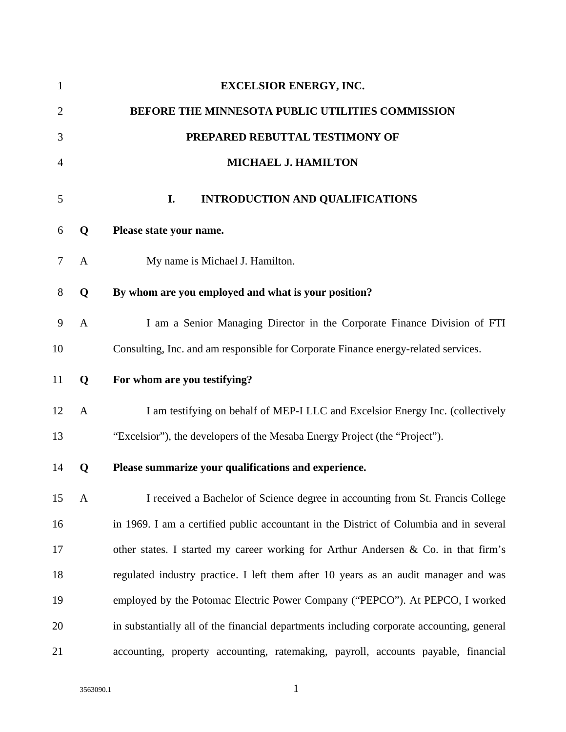**EXCELSIOR ENERGY, INC.**

**BEFORE THE MINNESOTA PUBLIC UTILITIES COMMISSION**

**PREPARED REBUTTAL TESTIMONY OF**

**MICHAEL J. HAMILTON**

## I. INTRODUCTION AND QUALIFICATIONS

**Q Please state your name.**

A My name is Michael J. Hamilton.

**Q By whom are you employed and what is your position?**

A I am a Senior Managing Director in the Corporate Finance Division of FTI Consulting, Inc. and am responsible for Corporate Finance energy-related services.

**Q For whom are you testifying?**

A I am testifying on behalf of MEP-I LLC and Excelsior Energy Inc. (collectively "Excelsior"), the developers of the Mesaba Energy Project (the "Project").

**Q Please summarize your qualifications and experience.**

A I received a Bachelor of Science degree in accounting from St. Francis College in 1969. I am a certified public accountant in the District of Columbia and in several other states. I started my career working for Arthur Andersen & Co. in that firm's regulated industry practice. I left them after 10 years as an audit manager and was employed by the Potomac Electric Power Company ("PEPCO"). At PEPCO, I worked in substantially all of the financial departments including corporate accounting, general accounting, property accounting, ratemaking, payroll, accounts payable, financial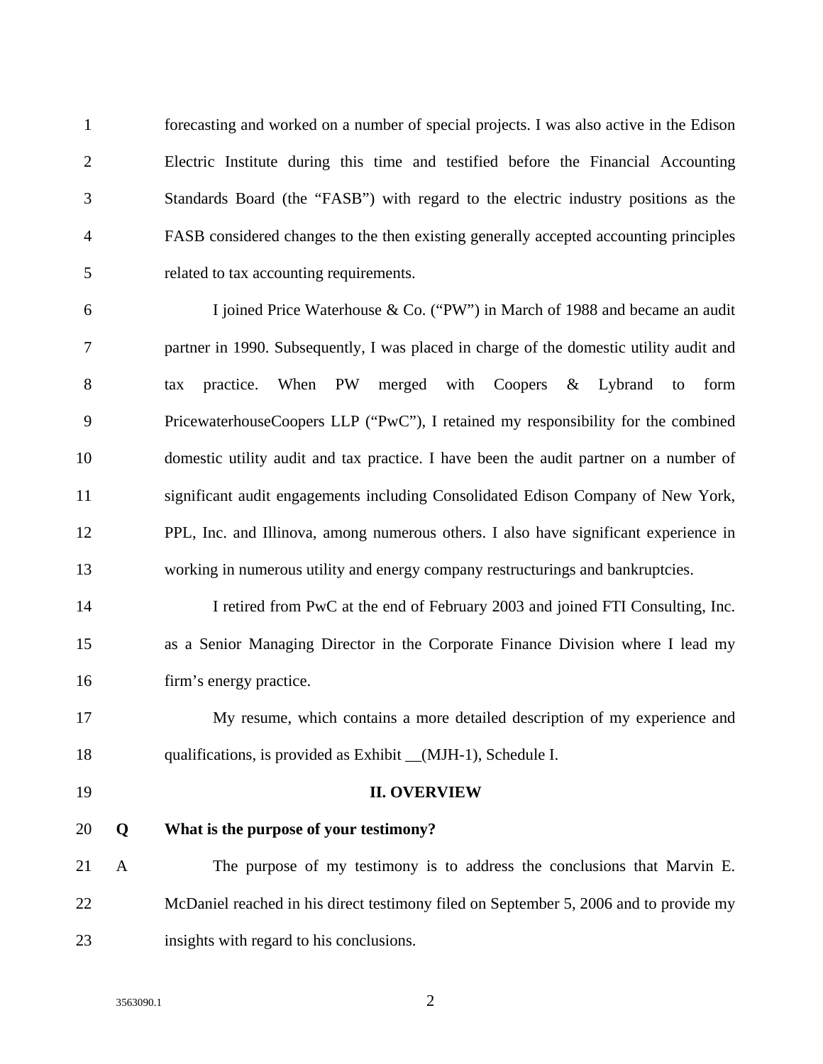forecasting and worked on a number of special projects. I was also active in the Edison Electric Institute during this time and testified before the Financial Accounting Standards Board (the "FASB") with regard to the electric industry positions as the FASB considered changes to the then existing generally accepted accounting principles related to tax accounting requirements.

I joined Price Waterhouse & Co. ("PW") in March of 1988 and became an audit partner in 1990. Subsequently, I was placed in charge of the domestic utility audit and tax practice. When PW merged with Coopers & Lybrand to form PricewaterhouseCoopers LLP ("PwC"), I retained my responsibility for the combined domestic utility audit and tax practice. I have been the audit partner on a number of significant audit engagements including Consolidated Edison Company of New York, PPL, Inc. and Illinova, among numerous others. I also have significant experience in working in numerous utility and energy company restructurings and bankruptcies.

I retired from PwC at the end of February 2003 and joined FTI Consulting, Inc. as a Senior Managing Director in the Corporate Finance Division where I lead my firm's energy practice.

My resume, which contains a more detailed description of my experience and qualifications, is provided as Exhibit __(MJH-1), Schedule I.

## II. OVERVIEW

**Q What is the purpose of your testimony?**

A The purpose of my testimony is to address the conclusions that Marvin E. McDaniel reached in his direct testimony filed on September 5, 2006 and to provide my insights with regard to his conclusions.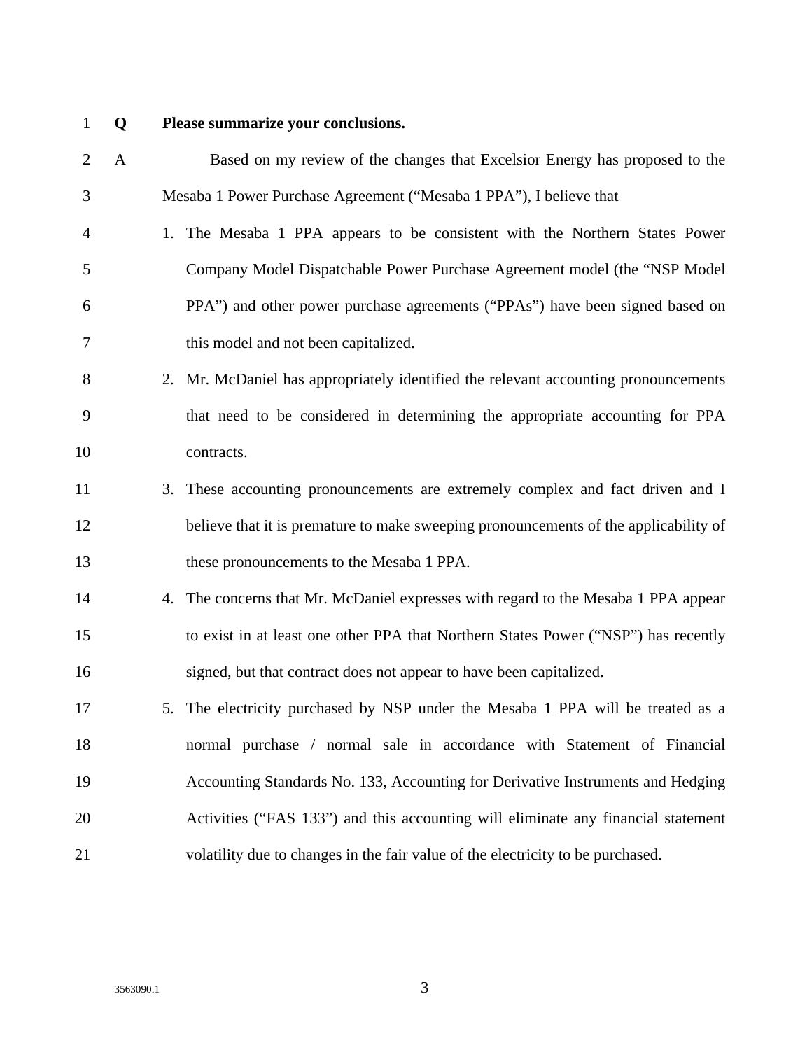**Q Please summarize your conclusions.**

A Based on my review of the changes that Excelsior Energy has proposed to the Mesaba 1 Power Purchase Agreement ("Mesaba 1 PPA"), I believe that

1. The Mesaba 1 PPA appears to be consistent with the Northern States Power Company Model Dispatchable Power Purchase Agreement model (the "NSP Model PPA") and other power purchase agreements ("PPAs") have been signed based on this model and not been capitalized.
2. Mr. McDaniel has appropriately identified the relevant accounting pronouncements that need to be considered in determining the appropriate accounting for PPA contracts.
3. These accounting pronouncements are extremely complex and fact driven and I believe that it is premature to make sweeping pronouncements of the applicability of these pronouncements to the Mesaba 1 PPA.
4. The concerns that Mr. McDaniel expresses with regard to the Mesaba 1 PPA appear to exist in at least one other PPA that Northern States Power ("NSP") has recently signed, but that contract does not appear to have been capitalized.
5. The electricity purchased by NSP under the Mesaba 1 PPA will be treated as a normal purchase / normal sale in accordance with Statement of Financial Accounting Standards No. 133, Accounting for Derivative Instruments and Hedging Activities ("FAS 133") and this accounting will eliminate any financial statement volatility due to changes in the fair value of the electricity to be purchased.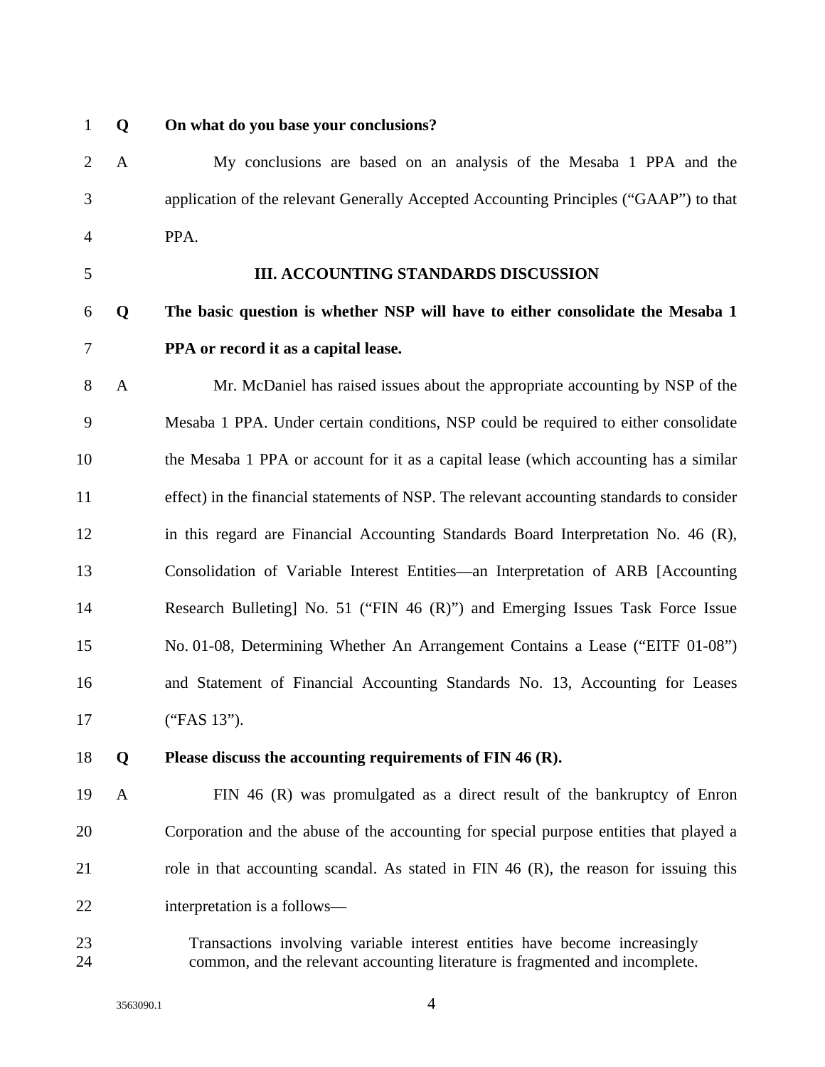**Q On what do you base your conclusions?**

A My conclusions are based on an analysis of the Mesaba 1 PPA and the application of the relevant Generally Accepted Accounting Principles ("GAAP") to that PPA.

## III. ACCOUNTING STANDARDS DISCUSSION

**Q The basic question is whether NSP will have to either consolidate the Mesaba 1 PPA or record it as a capital lease.**

A Mr. McDaniel has raised issues about the appropriate accounting by NSP of the Mesaba 1 PPA. Under certain conditions, NSP could be required to either consolidate the Mesaba 1 PPA or account for it as a capital lease (which accounting has a similar effect) in the financial statements of NSP. The relevant accounting standards to consider in this regard are Financial Accounting Standards Board Interpretation No. 46 (R), Consolidation of Variable Interest Entities—an Interpretation of ARB [Accounting Research Bulleting] No. 51 ("FIN 46 (R)") and Emerging Issues Task Force Issue No. 01-08, Determining Whether An Arrangement Contains a Lease ("EITF 01-08") and Statement of Financial Accounting Standards No. 13, Accounting for Leases ("FAS 13").

**Q Please discuss the accounting requirements of FIN 46 (R).**

A FIN 46 (R) was promulgated as a direct result of the bankruptcy of Enron Corporation and the abuse of the accounting for special purpose entities that played a role in that accounting scandal. As stated in FIN 46 (R), the reason for issuing this interpretation is a follows—

> Transactions involving variable interest entities have become increasingly common, and the relevant accounting literature is fragmented and incomplete.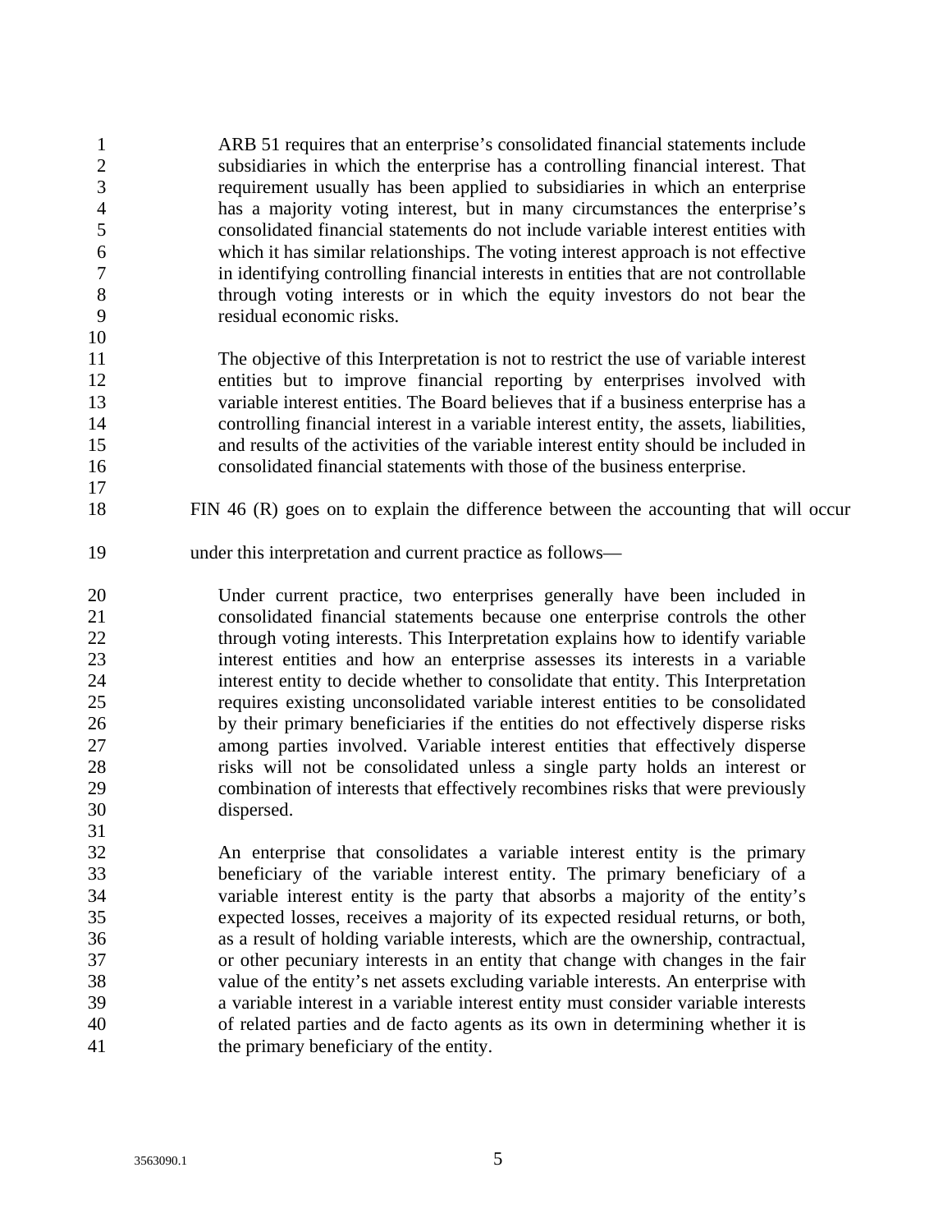> ARB 51 requires that an enterprise's consolidated financial statements include subsidiaries in which the enterprise has a controlling financial interest. That requirement usually has been applied to subsidiaries in which an enterprise has a majority voting interest, but in many circumstances the enterprise's consolidated financial statements do not include variable interest entities with which it has similar relationships. The voting interest approach is not effective in identifying controlling financial interests in entities that are not controllable through voting interests or in which the equity investors do not bear the residual economic risks.
>
> The objective of this Interpretation is not to restrict the use of variable interest entities but to improve financial reporting by enterprises involved with variable interest entities. The Board believes that if a business enterprise has a controlling financial interest in a variable interest entity, the assets, liabilities, and results of the activities of the variable interest entity should be included in consolidated financial statements with those of the business enterprise.

FIN 46 (R) goes on to explain the difference between the accounting that will occur under this interpretation and current practice as follows—

> Under current practice, two enterprises generally have been included in consolidated financial statements because one enterprise controls the other through voting interests. This Interpretation explains how to identify variable interest entities and how an enterprise assesses its interests in a variable interest entity to decide whether to consolidate that entity. This Interpretation requires existing unconsolidated variable interest entities to be consolidated by their primary beneficiaries if the entities do not effectively disperse risks among parties involved. Variable interest entities that effectively disperse risks will not be consolidated unless a single party holds an interest or combination of interests that effectively recombines risks that were previously dispersed.
>
> An enterprise that consolidates a variable interest entity is the primary beneficiary of the variable interest entity. The primary beneficiary of a variable interest entity is the party that absorbs a majority of the entity's expected losses, receives a majority of its expected residual returns, or both, as a result of holding variable interests, which are the ownership, contractual, or other pecuniary interests in an entity that change with changes in the fair value of the entity's net assets excluding variable interests. An enterprise with a variable interest in a variable interest entity must consider variable interests of related parties and de facto agents as its own in determining whether it is the primary beneficiary of the entity.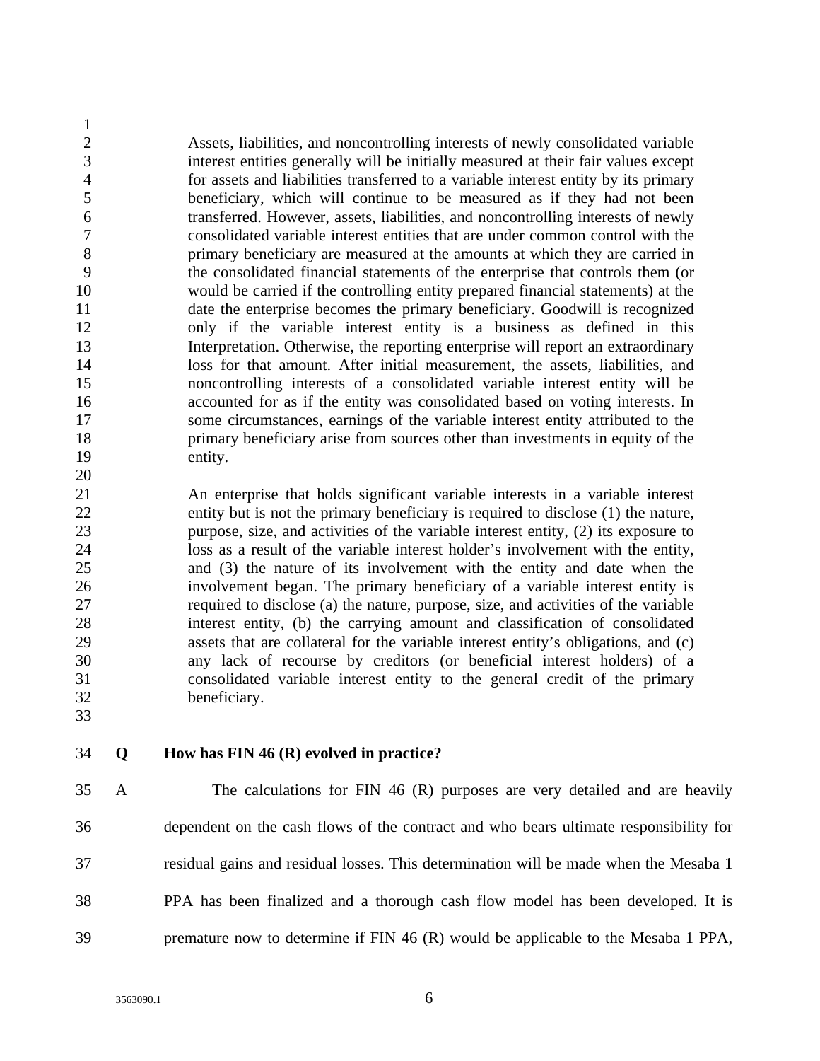> Assets, liabilities, and noncontrolling interests of newly consolidated variable interest entities generally will be initially measured at their fair values except for assets and liabilities transferred to a variable interest entity by its primary beneficiary, which will continue to be measured as if they had not been transferred. However, assets, liabilities, and noncontrolling interests of newly consolidated variable interest entities that are under common control with the primary beneficiary are measured at the amounts at which they are carried in the consolidated financial statements of the enterprise that controls them (or would be carried if the controlling entity prepared financial statements) at the date the enterprise becomes the primary beneficiary. Goodwill is recognized only if the variable interest entity is a business as defined in this Interpretation. Otherwise, the reporting enterprise will report an extraordinary loss for that amount. After initial measurement, the assets, liabilities, and noncontrolling interests of a consolidated variable interest entity will be accounted for as if the entity was consolidated based on voting interests. In some circumstances, earnings of the variable interest entity attributed to the primary beneficiary arise from sources other than investments in equity of the entity.
>
> An enterprise that holds significant variable interests in a variable interest entity but is not the primary beneficiary is required to disclose (1) the nature, purpose, size, and activities of the variable interest entity, (2) its exposure to loss as a result of the variable interest holder's involvement with the entity, and (3) the nature of its involvement with the entity and date when the involvement began. The primary beneficiary of a variable interest entity is required to disclose (a) the nature, purpose, size, and activities of the variable interest entity, (b) the carrying amount and classification of consolidated assets that are collateral for the variable interest entity's obligations, and (c) any lack of recourse by creditors (or beneficial interest holders) of a consolidated variable interest entity to the general credit of the primary beneficiary.

**Q How has FIN 46 (R) evolved in practice?**

A The calculations for FIN 46 (R) purposes are very detailed and are heavily dependent on the cash flows of the contract and who bears ultimate responsibility for residual gains and residual losses. This determination will be made when the Mesaba 1 PPA has been finalized and a thorough cash flow model has been developed. It is premature now to determine if FIN 46 (R) would be applicable to the Mesaba 1 PPA,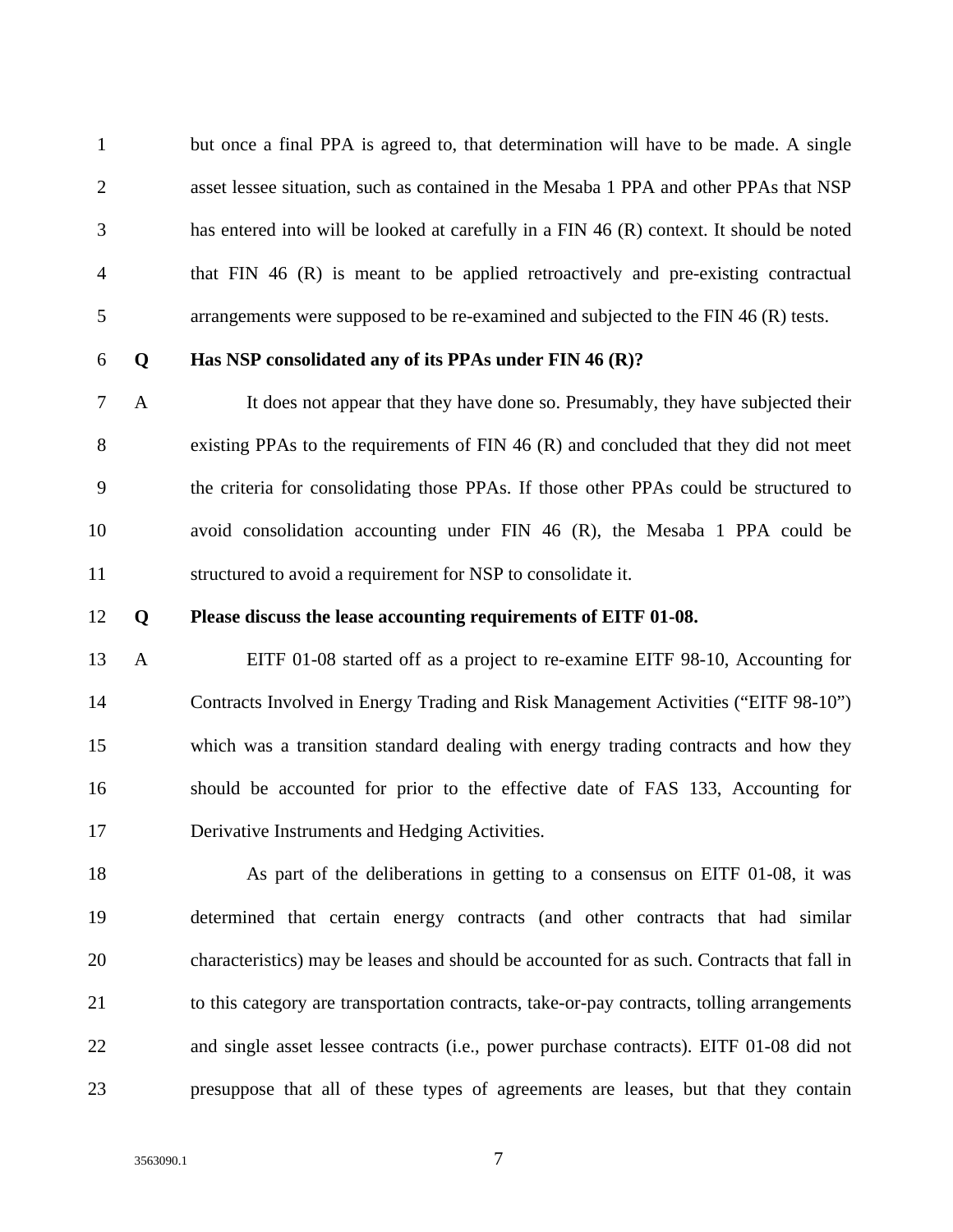but once a final PPA is agreed to, that determination will have to be made. A single asset lessee situation, such as contained in the Mesaba 1 PPA and other PPAs that NSP has entered into will be looked at carefully in a FIN 46 (R) context. It should be noted that FIN 46 (R) is meant to be applied retroactively and pre-existing contractual arrangements were supposed to be re-examined and subjected to the FIN 46 (R) tests.

**Q Has NSP consolidated any of its PPAs under FIN 46 (R)?**

A It does not appear that they have done so. Presumably, they have subjected their existing PPAs to the requirements of FIN 46 (R) and concluded that they did not meet the criteria for consolidating those PPAs. If those other PPAs could be structured to avoid consolidation accounting under FIN 46 (R), the Mesaba 1 PPA could be structured to avoid a requirement for NSP to consolidate it.

**Q Please discuss the lease accounting requirements of EITF 01-08.**

A EITF 01-08 started off as a project to re-examine EITF 98-10, Accounting for Contracts Involved in Energy Trading and Risk Management Activities ("EITF 98-10") which was a transition standard dealing with energy trading contracts and how they should be accounted for prior to the effective date of FAS 133, Accounting for Derivative Instruments and Hedging Activities.

As part of the deliberations in getting to a consensus on EITF 01-08, it was determined that certain energy contracts (and other contracts that had similar characteristics) may be leases and should be accounted for as such. Contracts that fall in to this category are transportation contracts, take-or-pay contracts, tolling arrangements and single asset lessee contracts (i.e., power purchase contracts). EITF 01-08 did not presuppose that all of these types of agreements are leases, but that they contain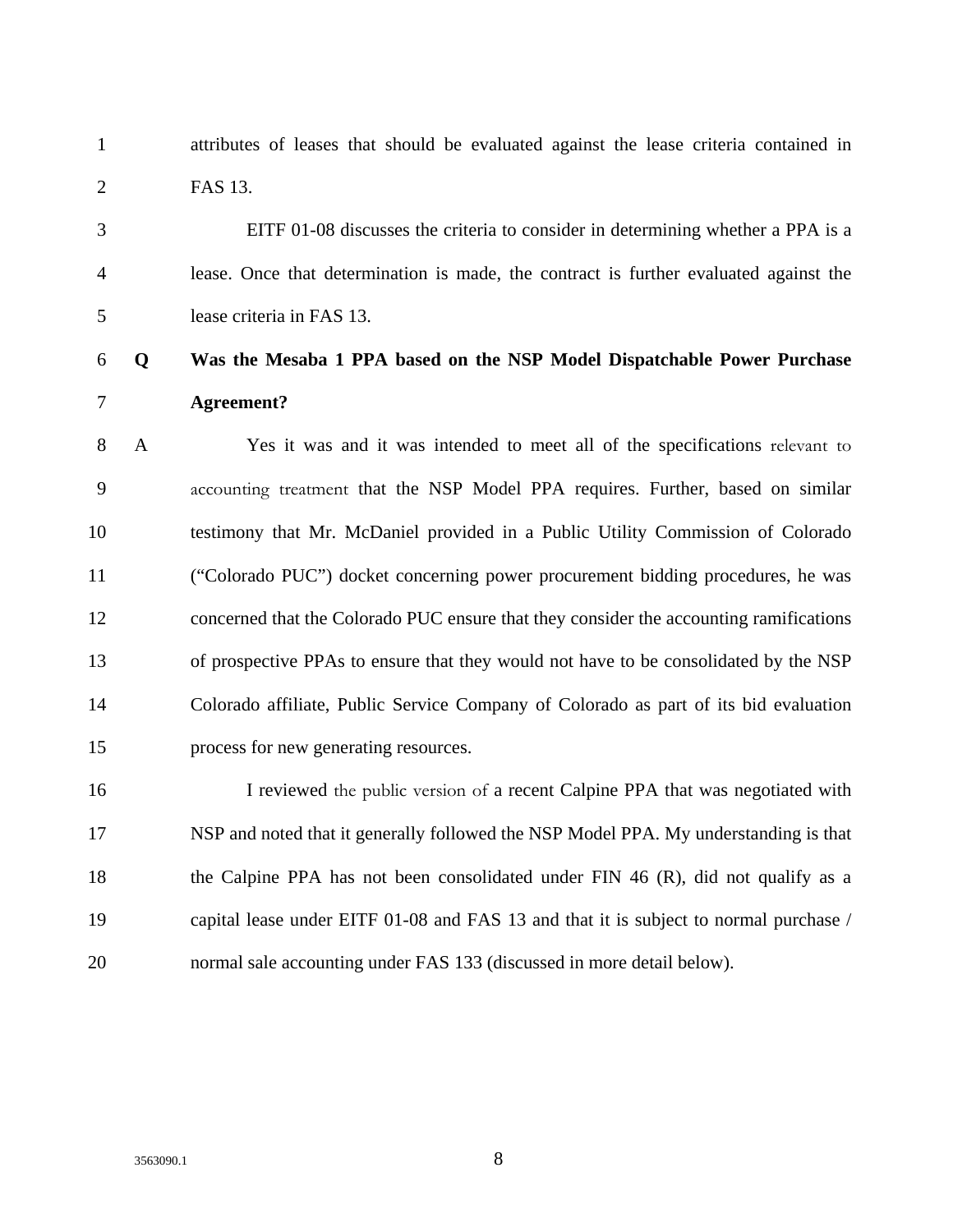attributes of leases that should be evaluated against the lease criteria contained in FAS 13.

EITF 01-08 discusses the criteria to consider in determining whether a PPA is a lease. Once that determination is made, the contract is further evaluated against the lease criteria in FAS 13.

**Q Was the Mesaba 1 PPA based on the NSP Model Dispatchable Power Purchase Agreement?**

A Yes it was and it was intended to meet all of the specifications relevant to accounting treatment that the NSP Model PPA requires. Further, based on similar testimony that Mr. McDaniel provided in a Public Utility Commission of Colorado ("Colorado PUC") docket concerning power procurement bidding procedures, he was concerned that the Colorado PUC ensure that they consider the accounting ramifications of prospective PPAs to ensure that they would not have to be consolidated by the NSP Colorado affiliate, Public Service Company of Colorado as part of its bid evaluation process for new generating resources.

I reviewed the public version of a recent Calpine PPA that was negotiated with NSP and noted that it generally followed the NSP Model PPA. My understanding is that the Calpine PPA has not been consolidated under FIN 46 (R), did not qualify as a capital lease under EITF 01-08 and FAS 13 and that it is subject to normal purchase / normal sale accounting under FAS 133 (discussed in more detail below).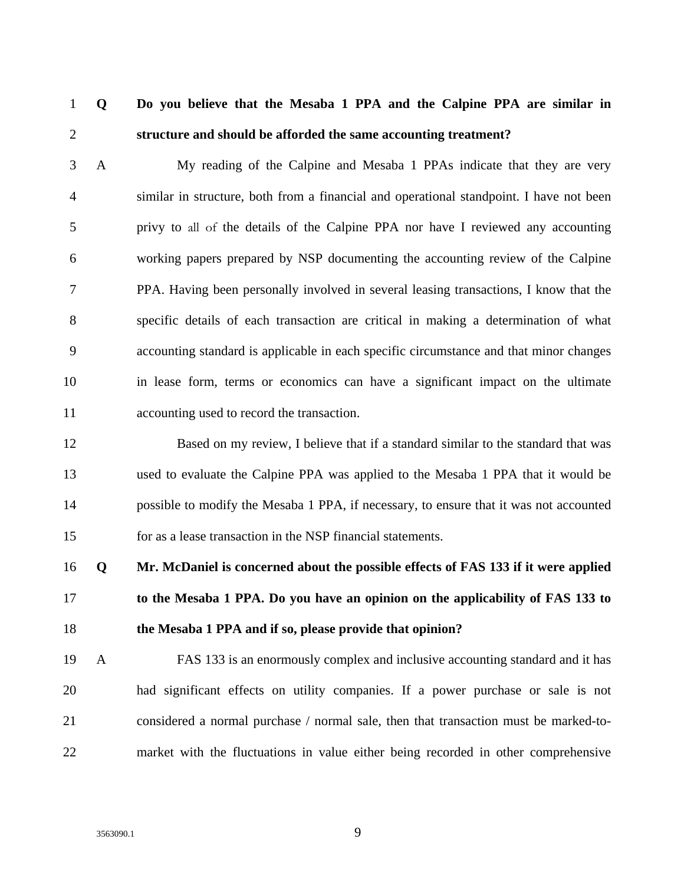**Q Do you believe that the Mesaba 1 PPA and the Calpine PPA are similar in structure and should be afforded the same accounting treatment?**

A My reading of the Calpine and Mesaba 1 PPAs indicate that they are very similar in structure, both from a financial and operational standpoint. I have not been privy to all of the details of the Calpine PPA nor have I reviewed any accounting working papers prepared by NSP documenting the accounting review of the Calpine PPA. Having been personally involved in several leasing transactions, I know that the specific details of each transaction are critical in making a determination of what accounting standard is applicable in each specific circumstance and that minor changes in lease form, terms or economics can have a significant impact on the ultimate accounting used to record the transaction.

Based on my review, I believe that if a standard similar to the standard that was used to evaluate the Calpine PPA was applied to the Mesaba 1 PPA that it would be possible to modify the Mesaba 1 PPA, if necessary, to ensure that it was not accounted for as a lease transaction in the NSP financial statements.

**Q Mr. McDaniel is concerned about the possible effects of FAS 133 if it were applied to the Mesaba 1 PPA. Do you have an opinion on the applicability of FAS 133 to the Mesaba 1 PPA and if so, please provide that opinion?**

A FAS 133 is an enormously complex and inclusive accounting standard and it has had significant effects on utility companies. If a power purchase or sale is not considered a normal purchase / normal sale, then that transaction must be marked-to-market with the fluctuations in value either being recorded in other comprehensive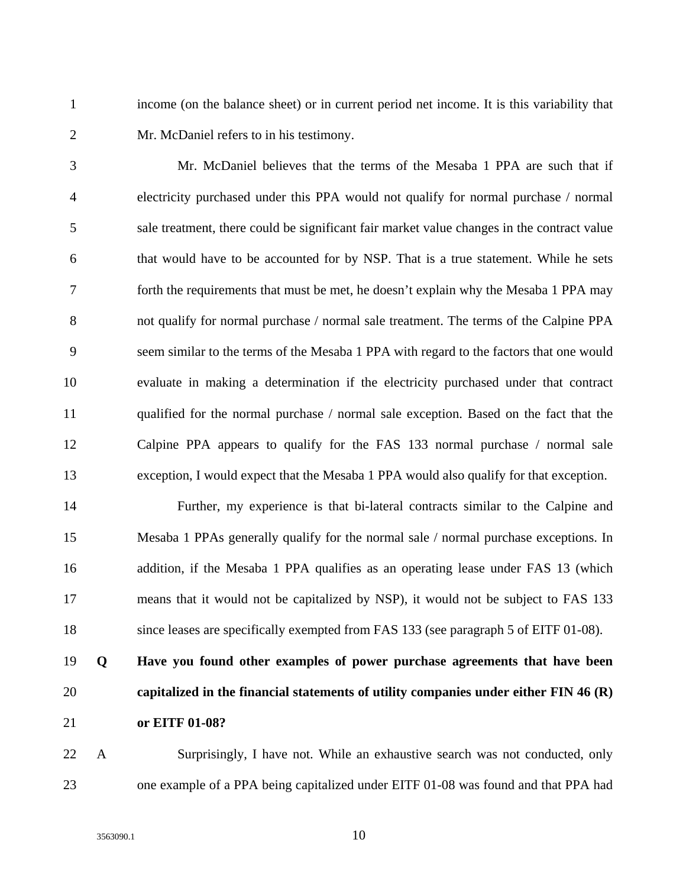income (on the balance sheet) or in current period net income. It is this variability that Mr. McDaniel refers to in his testimony.

Mr. McDaniel believes that the terms of the Mesaba 1 PPA are such that if electricity purchased under this PPA would not qualify for normal purchase / normal sale treatment, there could be significant fair market value changes in the contract value that would have to be accounted for by NSP. That is a true statement. While he sets forth the requirements that must be met, he doesn't explain why the Mesaba 1 PPA may not qualify for normal purchase / normal sale treatment. The terms of the Calpine PPA seem similar to the terms of the Mesaba 1 PPA with regard to the factors that one would evaluate in making a determination if the electricity purchased under that contract qualified for the normal purchase / normal sale exception. Based on the fact that the Calpine PPA appears to qualify for the FAS 133 normal purchase / normal sale exception, I would expect that the Mesaba 1 PPA would also qualify for that exception.

Further, my experience is that bi-lateral contracts similar to the Calpine and Mesaba 1 PPAs generally qualify for the normal sale / normal purchase exceptions. In addition, if the Mesaba 1 PPA qualifies as an operating lease under FAS 13 (which means that it would not be capitalized by NSP), it would not be subject to FAS 133 since leases are specifically exempted from FAS 133 (see paragraph 5 of EITF 01-08).

**Q Have you found other examples of power purchase agreements that have been capitalized in the financial statements of utility companies under either FIN 46 (R) or EITF 01-08?**

A Surprisingly, I have not. While an exhaustive search was not conducted, only one example of a PPA being capitalized under EITF 01-08 was found and that PPA had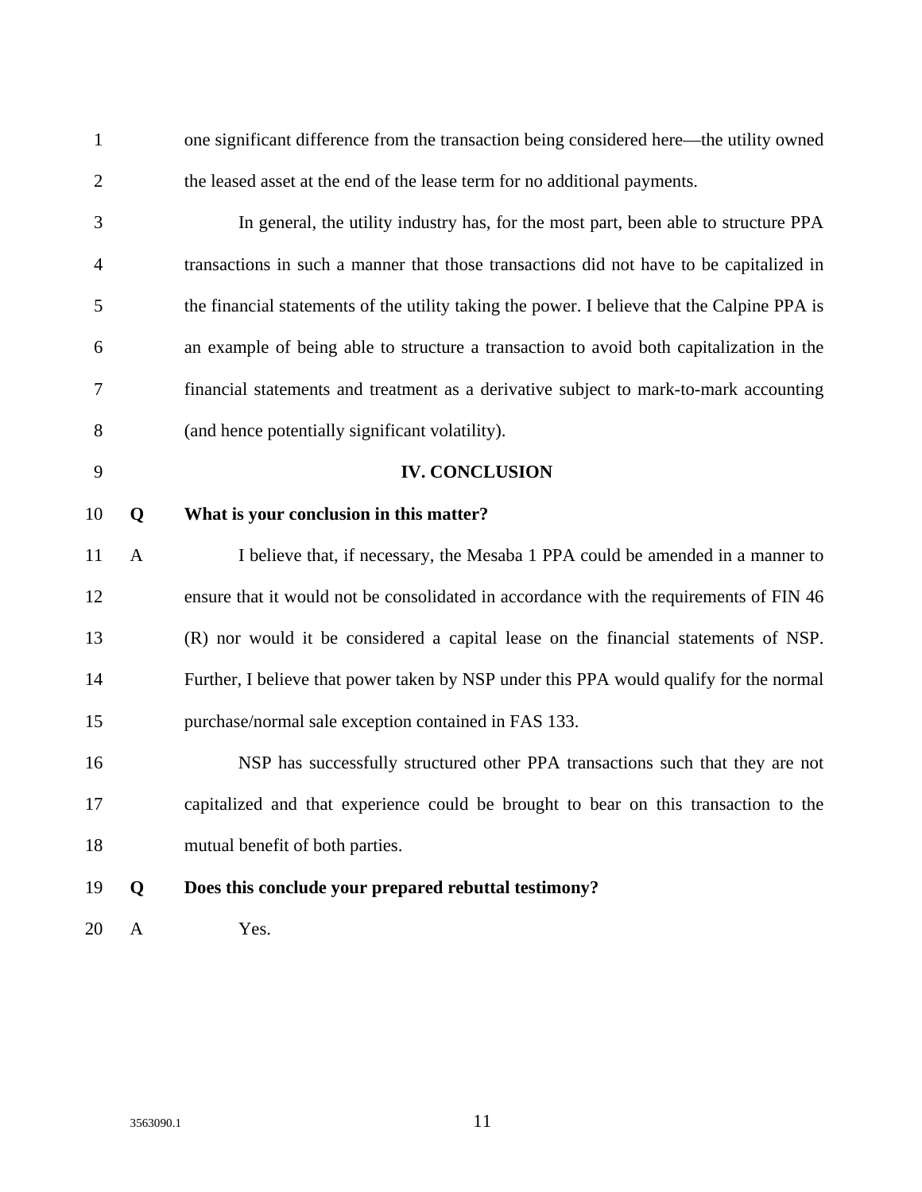one significant difference from the transaction being considered here—the utility owned the leased asset at the end of the lease term for no additional payments.

In general, the utility industry has, for the most part, been able to structure PPA transactions in such a manner that those transactions did not have to be capitalized in the financial statements of the utility taking the power. I believe that the Calpine PPA is an example of being able to structure a transaction to avoid both capitalization in the financial statements and treatment as a derivative subject to mark-to-mark accounting (and hence potentially significant volatility).

## IV. CONCLUSION

**Q What is your conclusion in this matter?**

A I believe that, if necessary, the Mesaba 1 PPA could be amended in a manner to ensure that it would not be consolidated in accordance with the requirements of FIN 46 (R) nor would it be considered a capital lease on the financial statements of NSP. Further, I believe that power taken by NSP under this PPA would qualify for the normal purchase/normal sale exception contained in FAS 133.

NSP has successfully structured other PPA transactions such that they are not capitalized and that experience could be brought to bear on this transaction to the mutual benefit of both parties.

**Q Does this conclude your prepared rebuttal testimony?**

A Yes.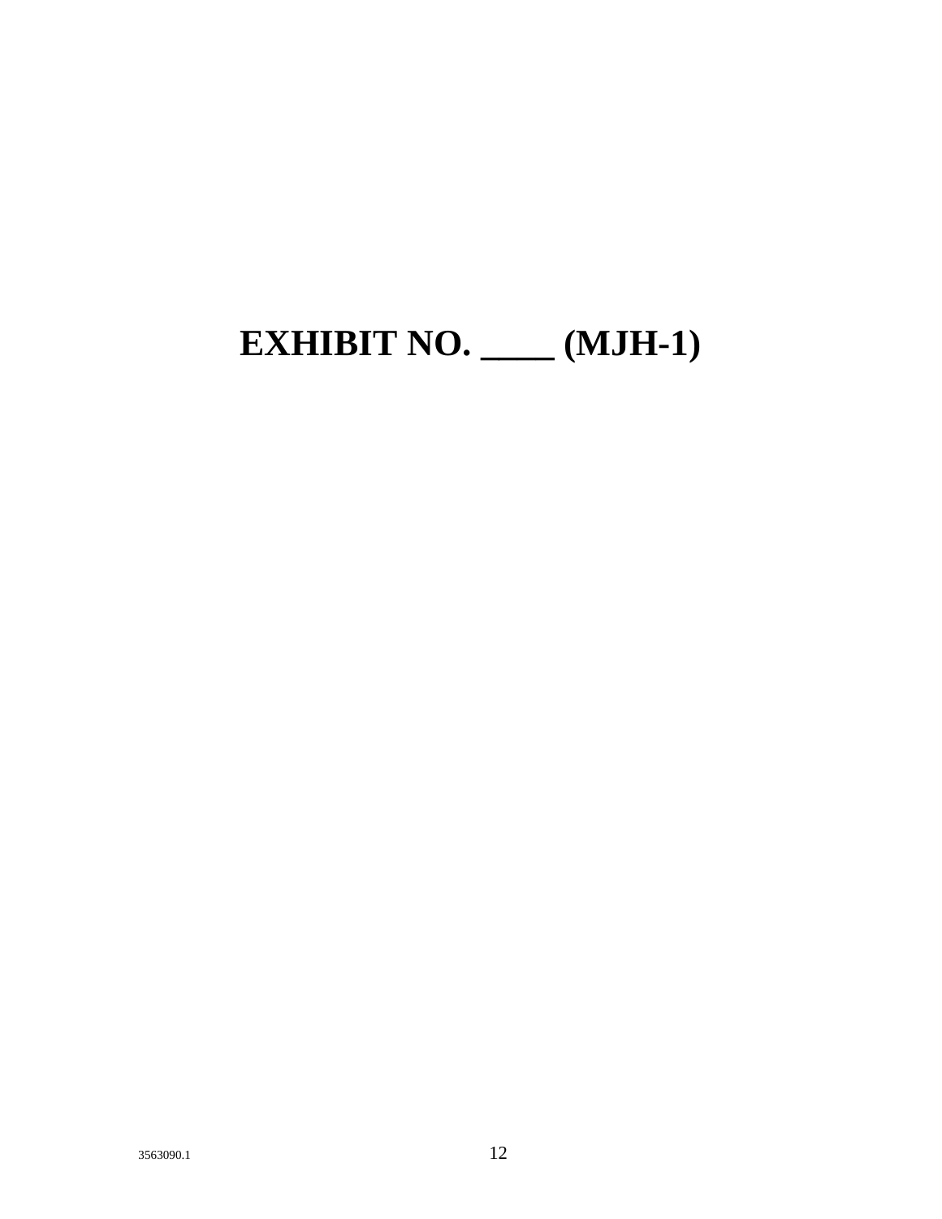# EXHIBIT NO. ____ (MJH-1)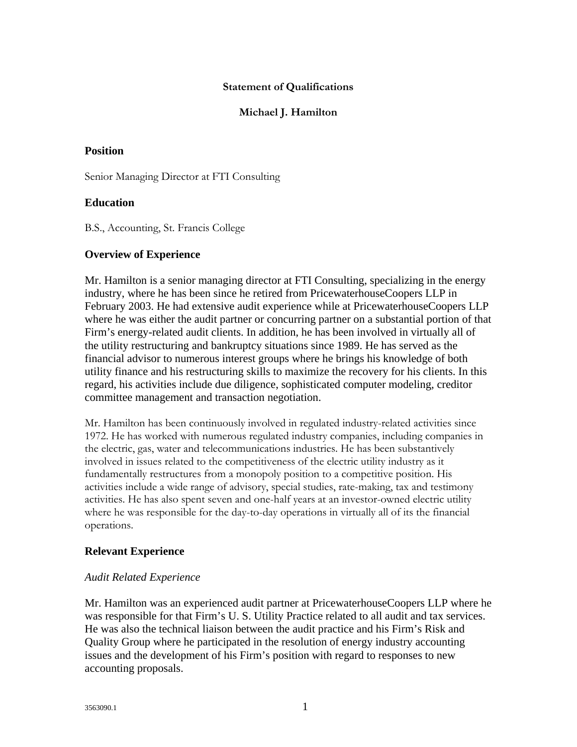**Statement of Qualifications**

**Michael J. Hamilton**

## Position

Senior Managing Director at FTI Consulting

## Education

B.S., Accounting, St. Francis College

## Overview of Experience

Mr. Hamilton is a senior managing director at FTI Consulting, specializing in the energy industry, where he has been since he retired from PricewaterhouseCoopers LLP in February 2003. He had extensive audit experience while at PricewaterhouseCoopers LLP where he was either the audit partner or concurring partner on a substantial portion of that Firm's energy-related audit clients. In addition, he has been involved in virtually all of the utility restructuring and bankruptcy situations since 1989. He has served as the financial advisor to numerous interest groups where he brings his knowledge of both utility finance and his restructuring skills to maximize the recovery for his clients. In this regard, his activities include due diligence, sophisticated computer modeling, creditor committee management and transaction negotiation.

Mr. Hamilton has been continuously involved in regulated industry-related activities since 1972. He has worked with numerous regulated industry companies, including companies in the electric, gas, water and telecommunications industries. He has been substantively involved in issues related to the competitiveness of the electric utility industry as it fundamentally restructures from a monopoly position to a competitive position. His activities include a wide range of advisory, special studies, rate-making, tax and testimony activities. He has also spent seven and one-half years at an investor-owned electric utility where he was responsible for the day-to-day operations in virtually all of its the financial operations.

## Relevant Experience

### *Audit Related Experience*

Mr. Hamilton was an experienced audit partner at PricewaterhouseCoopers LLP where he was responsible for that Firm's U. S. Utility Practice related to all audit and tax services. He was also the technical liaison between the audit practice and his Firm's Risk and Quality Group where he participated in the resolution of energy industry accounting issues and the development of his Firm's position with regard to responses to new accounting proposals.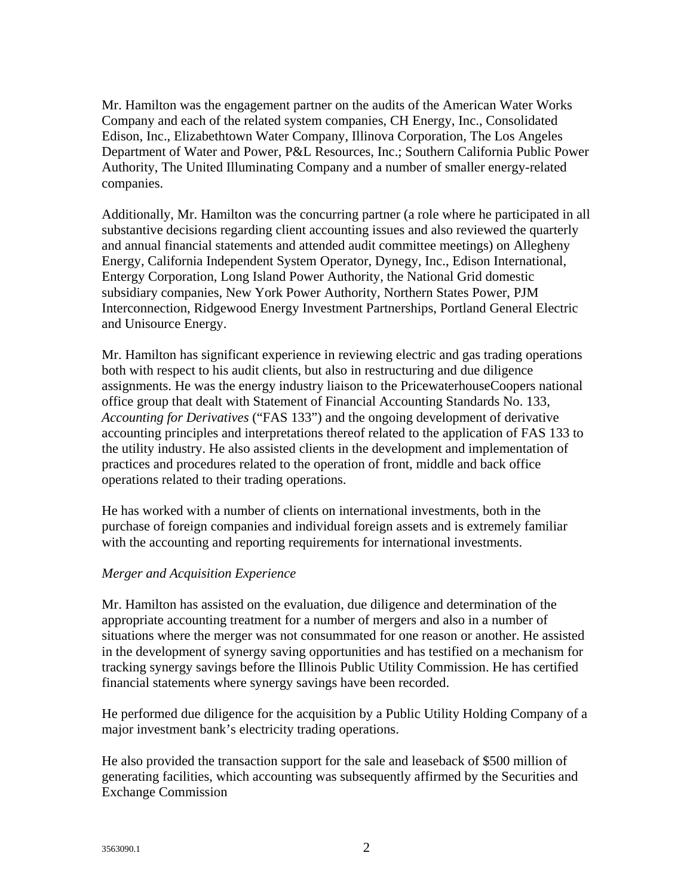Mr. Hamilton was the engagement partner on the audits of the American Water Works Company and each of the related system companies, CH Energy, Inc., Consolidated Edison, Inc., Elizabethtown Water Company, Illinova Corporation, The Los Angeles Department of Water and Power, P&L Resources, Inc.; Southern California Public Power Authority, The United Illuminating Company and a number of smaller energy-related companies.

Additionally, Mr. Hamilton was the concurring partner (a role where he participated in all substantive decisions regarding client accounting issues and also reviewed the quarterly and annual financial statements and attended audit committee meetings) on Allegheny Energy, California Independent System Operator, Dynegy, Inc., Edison International, Entergy Corporation, Long Island Power Authority, the National Grid domestic subsidiary companies, New York Power Authority, Northern States Power, PJM Interconnection, Ridgewood Energy Investment Partnerships, Portland General Electric and Unisource Energy.

Mr. Hamilton has significant experience in reviewing electric and gas trading operations both with respect to his audit clients, but also in restructuring and due diligence assignments. He was the energy industry liaison to the PricewaterhouseCoopers national office group that dealt with Statement of Financial Accounting Standards No. 133, *Accounting for Derivatives* ("FAS 133") and the ongoing development of derivative accounting principles and interpretations thereof related to the application of FAS 133 to the utility industry. He also assisted clients in the development and implementation of practices and procedures related to the operation of front, middle and back office operations related to their trading operations.

He has worked with a number of clients on international investments, both in the purchase of foreign companies and individual foreign assets and is extremely familiar with the accounting and reporting requirements for international investments.

*Merger and Acquisition Experience*

Mr. Hamilton has assisted on the evaluation, due diligence and determination of the appropriate accounting treatment for a number of mergers and also in a number of situations where the merger was not consummated for one reason or another. He assisted in the development of synergy saving opportunities and has testified on a mechanism for tracking synergy savings before the Illinois Public Utility Commission. He has certified financial statements where synergy savings have been recorded.

He performed due diligence for the acquisition by a Public Utility Holding Company of a major investment bank's electricity trading operations.

He also provided the transaction support for the sale and leaseback of $500 million of generating facilities, which accounting was subsequently affirmed by the Securities and Exchange Commission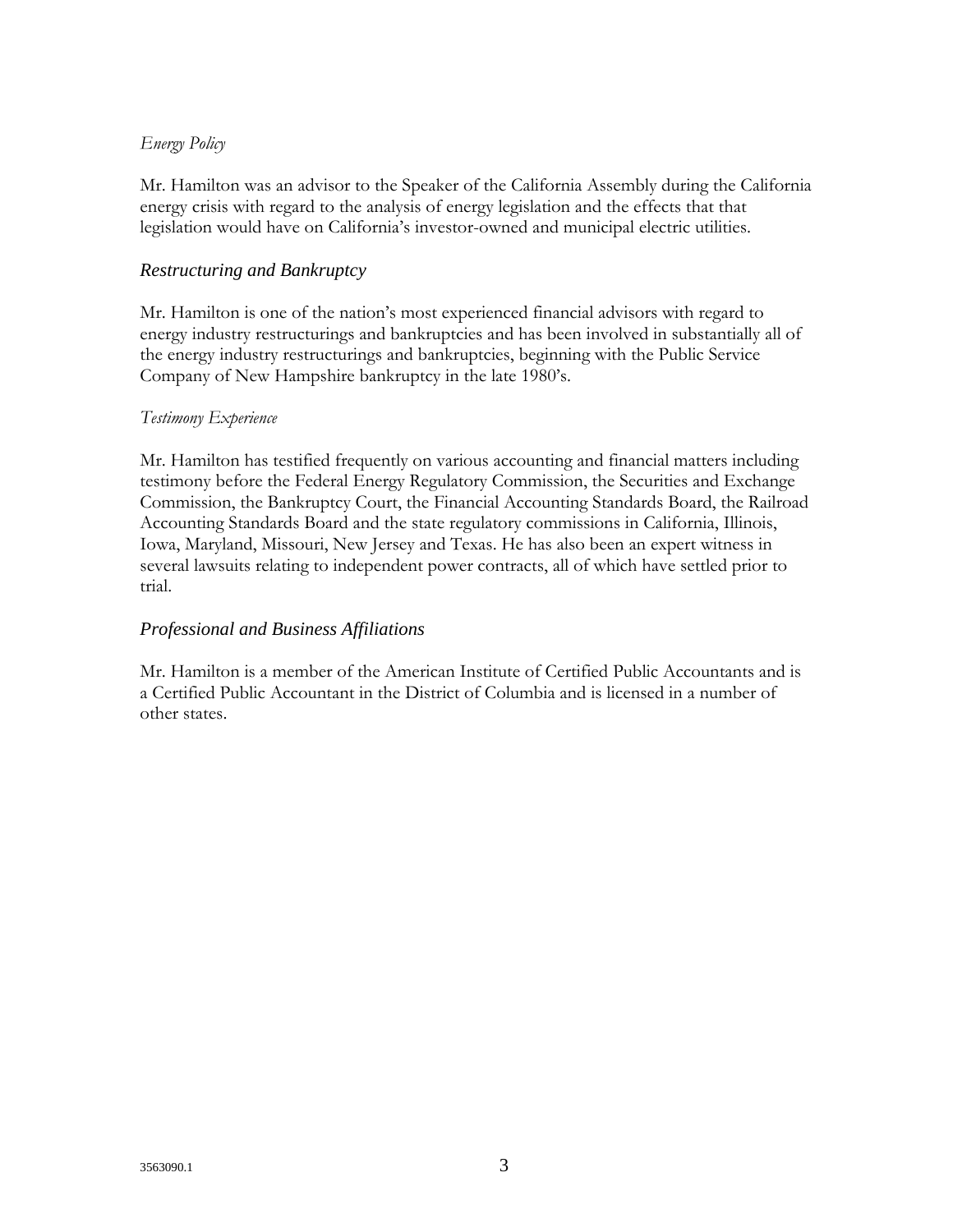### *Energy Policy*

Mr. Hamilton was an advisor to the Speaker of the California Assembly during the California energy crisis with regard to the analysis of energy legislation and the effects that that legislation would have on California's investor-owned and municipal electric utilities.

### *Restructuring and Bankruptcy*

Mr. Hamilton is one of the nation's most experienced financial advisors with regard to energy industry restructurings and bankruptcies and has been involved in substantially all of the energy industry restructurings and bankruptcies, beginning with the Public Service Company of New Hampshire bankruptcy in the late 1980's.

### *Testimony Experience*

Mr. Hamilton has testified frequently on various accounting and financial matters including testimony before the Federal Energy Regulatory Commission, the Securities and Exchange Commission, the Bankruptcy Court, the Financial Accounting Standards Board, the Railroad Accounting Standards Board and the state regulatory commissions in California, Illinois, Iowa, Maryland, Missouri, New Jersey and Texas. He has also been an expert witness in several lawsuits relating to independent power contracts, all of which have settled prior to trial.

### *Professional and Business Affiliations*

Mr. Hamilton is a member of the American Institute of Certified Public Accountants and is a Certified Public Accountant in the District of Columbia and is licensed in a number of other states.

3563090.1